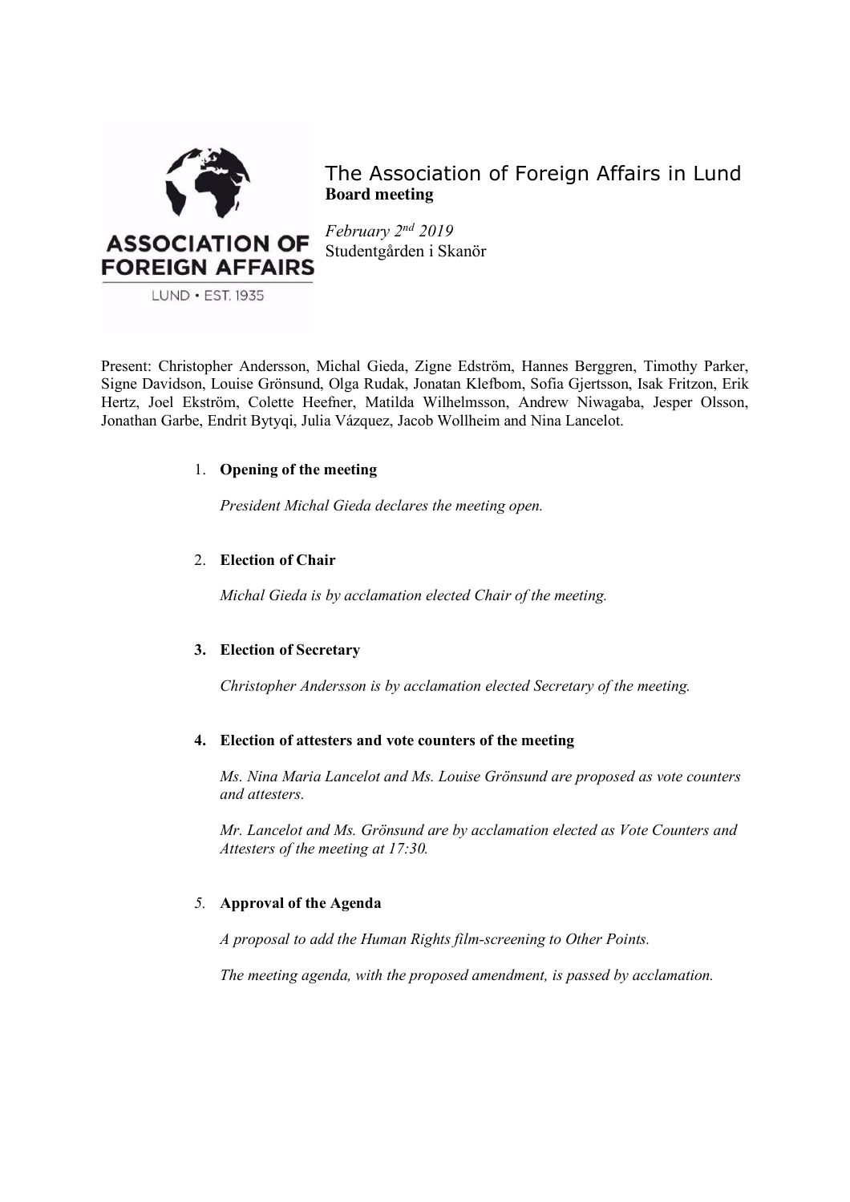# The Association of Foreign Affairs in Lund

**Board meeting**

*February 2nd 2019*
Studentgården i Skanör

Present: Christopher Andersson, Michal Gieda, Zigne Edström, Hannes Berggren, Timothy Parker, Signe Davidson, Louise Grönsund, Olga Rudak, Jonatan Klefbom, Sofia Gjertsson, Isak Fritzon, Erik Hertz, Joel Ekström, Colette Heefner, Matilda Wilhelmsson, Andrew Niwagaba, Jesper Olsson, Jonathan Garbe, Endrit Bytyqi, Julia Vázquez, Jacob Wollheim and Nina Lancelot.

1. **Opening of the meeting**

   *President Michal Gieda declares the meeting open.*

2. **Election of Chair**

   *Michal Gieda is by acclamation elected Chair of the meeting.*

3. **Election of Secretary**

   *Christopher Andersson is by acclamation elected Secretary of the meeting.*

4. **Election of attesters and vote counters of the meeting**

   *Ms. Nina Maria Lancelot and Ms. Louise Grönsund are proposed as vote counters and attesters.*

   *Mr. Lancelot and Ms. Grönsund are by acclamation elected as Vote Counters and Attesters of the meeting at 17:30.*

5. **Approval of the Agenda**

   *A proposal to add the Human Rights film-screening to Other Points.*

   *The meeting agenda, with the proposed amendment, is passed by acclamation.*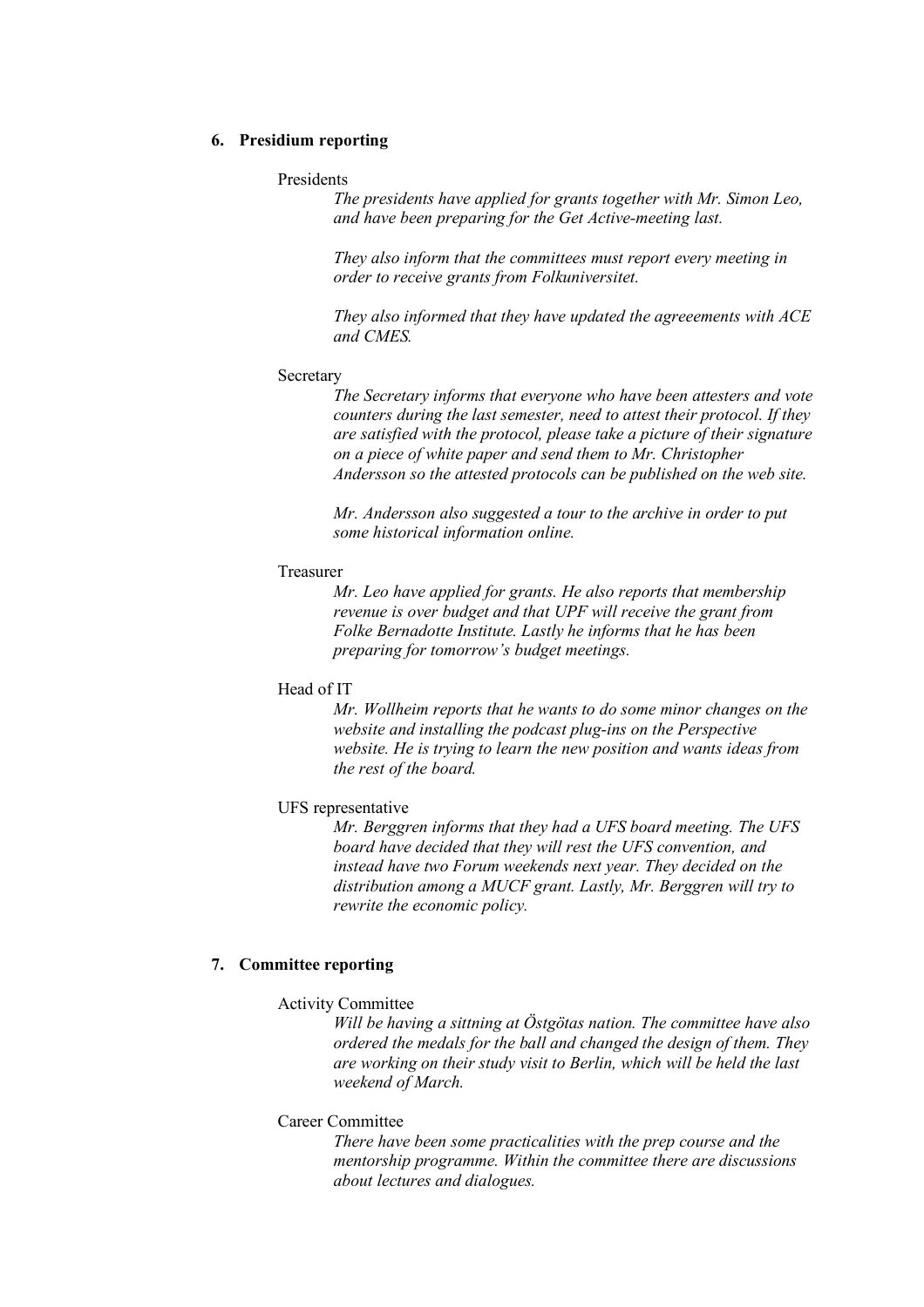## 6. Presidium reporting

Presidents

*The presidents have applied for grants together with Mr. Simon Leo, and have been preparing for the Get Active-meeting last.*

*They also inform that the committees must report every meeting in order to receive grants from Folkuniversitet.*

*They also informed that they have updated the agreeements with ACE and CMES.*

Secretary

*The Secretary informs that everyone who have been attesters and vote counters during the last semester, need to attest their protocol. If they are satisfied with the protocol, please take a picture of their signature on a piece of white paper and send them to Mr. Christopher Andersson so the attested protocols can be published on the web site.*

*Mr. Andersson also suggested a tour to the archive in order to put some historical information online.*

Treasurer

*Mr. Leo have applied for grants. He also reports that membership revenue is over budget and that UPF will receive the grant from Folke Bernadotte Institute. Lastly he informs that he has been preparing for tomorrow's budget meetings.*

Head of IT

*Mr. Wollheim reports that he wants to do some minor changes on the website and installing the podcast plug-ins on the Perspective website. He is trying to learn the new position and wants ideas from the rest of the board.*

UFS representative

*Mr. Berggren informs that they had a UFS board meeting. The UFS board have decided that they will rest the UFS convention, and instead have two Forum weekends next year. They decided on the distribution among a MUCF grant. Lastly, Mr. Berggren will try to rewrite the economic policy.*

## 7. Committee reporting

Activity Committee

*Will be having a sittning at Östgötas nation. The committee have also ordered the medals for the ball and changed the design of them. They are working on their study visit to Berlin, which will be held the last weekend of March.*

Career Committee

*There have been some practicalities with the prep course and the mentorship programme. Within the committee there are discussions about lectures and dialogues.*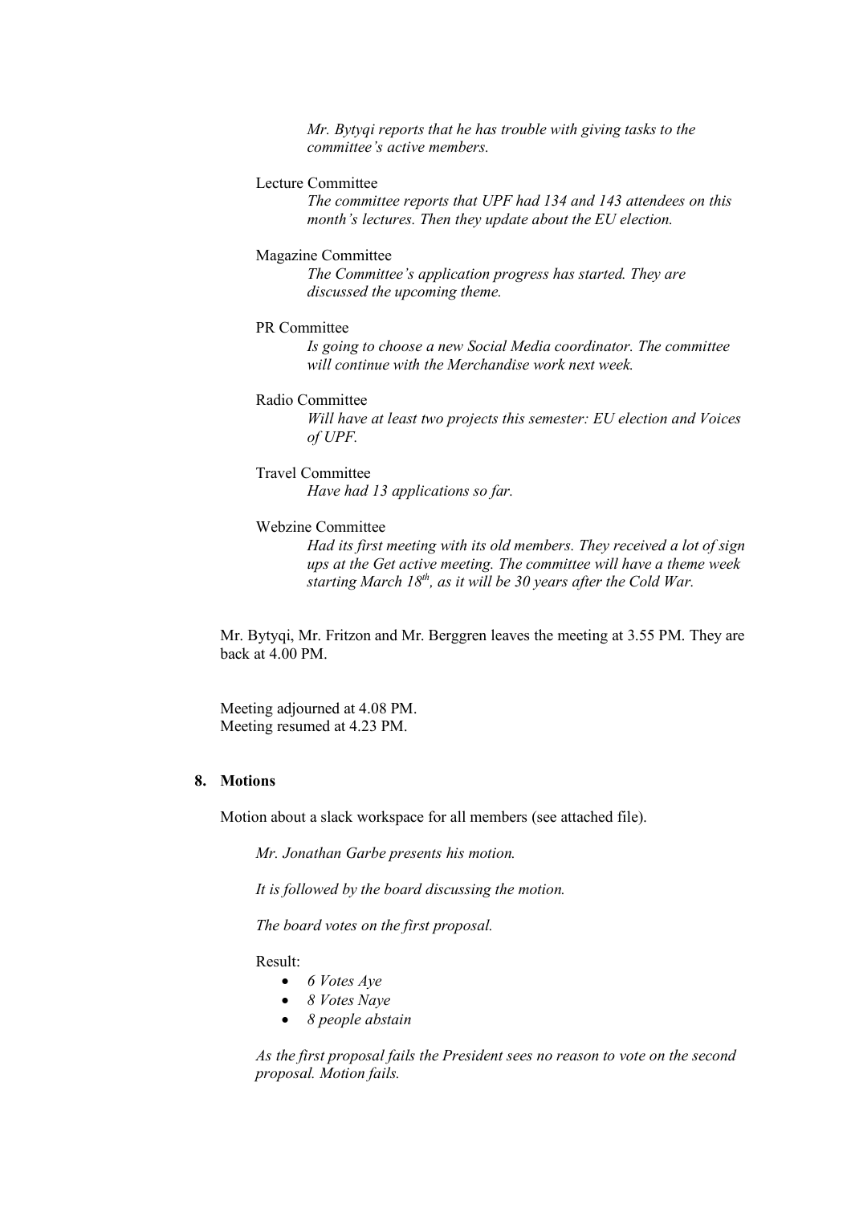*Mr. Bytyqi reports that he has trouble with giving tasks to the committee's active members.*

Lecture Committee

*The committee reports that UPF had 134 and 143 attendees on this month's lectures. Then they update about the EU election.*

Magazine Committee

*The Committee's application progress has started. They are discussed the upcoming theme.*

PR Committee

*Is going to choose a new Social Media coordinator. The committee will continue with the Merchandise work next week.*

Radio Committee

*Will have at least two projects this semester: EU election and Voices of UPF.*

Travel Committee

*Have had 13 applications so far.*

Webzine Committee

*Had its first meeting with its old members. They received a lot of sign ups at the Get active meeting. The committee will have a theme week starting March 18th, as it will be 30 years after the Cold War.*

Mr. Bytyqi, Mr. Fritzon and Mr. Berggren leaves the meeting at 3.55 PM. They are back at 4.00 PM.

Meeting adjourned at 4.08 PM.
Meeting resumed at 4.23 PM.

**8. Motions**

Motion about a slack workspace for all members (see attached file).

*Mr. Jonathan Garbe presents his motion.*

*It is followed by the board discussing the motion.*

*The board votes on the first proposal.*

Result:

- *6 Votes Aye*
- *8 Votes Naye*
- *8 people abstain*

*As the first proposal fails the President sees no reason to vote on the second proposal. Motion fails.*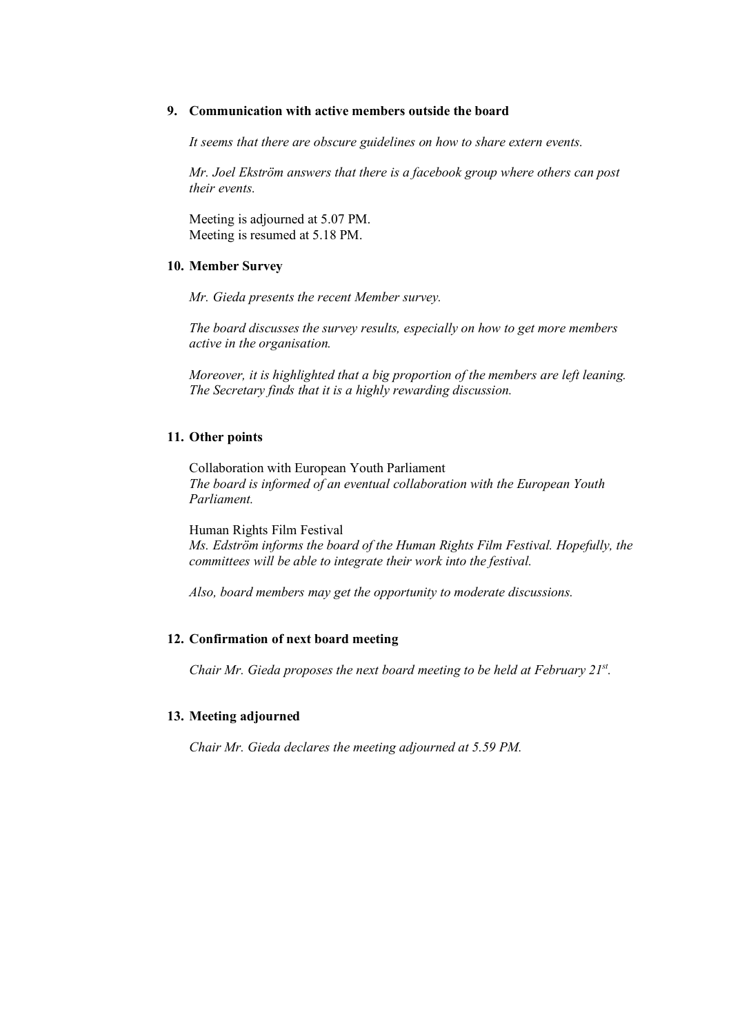9. **Communication with active members outside the board**

   *It seems that there are obscure guidelines on how to share extern events.*

   *Mr. Joel Ekström answers that there is a facebook group where others can post their events.*

   Meeting is adjourned at 5.07 PM.
   Meeting is resumed at 5.18 PM.

10. **Member Survey**

    *Mr. Gieda presents the recent Member survey.*

    *The board discusses the survey results, especially on how to get more members active in the organisation.*

    *Moreover, it is highlighted that a big proportion of the members are left leaning. The Secretary finds that it is a highly rewarding discussion.*

11. **Other points**

    Collaboration with European Youth Parliament
    *The board is informed of an eventual collaboration with the European Youth Parliament.*

    Human Rights Film Festival
    *Ms. Edström informs the board of the Human Rights Film Festival. Hopefully, the committees will be able to integrate their work into the festival.*

    *Also, board members may get the opportunity to moderate discussions.*

12. **Confirmation of next board meeting**

    *Chair Mr. Gieda proposes the next board meeting to be held at February 21st.*

13. **Meeting adjourned**

    *Chair Mr. Gieda declares the meeting adjourned at 5.59 PM.*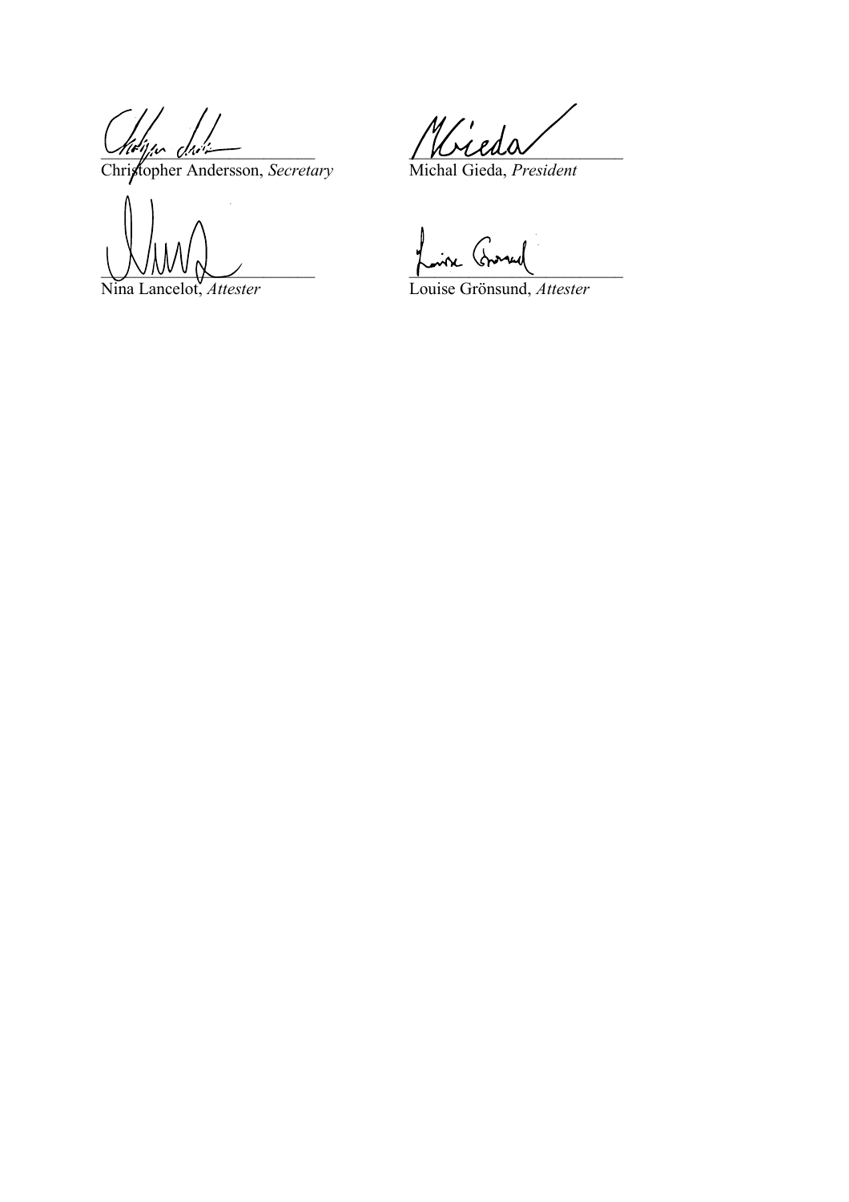Christopher Andersson, *Secretary*

Michal Gieda, *President*

Nina Lancelot, *Attester*

Louise Grönsund, *Attester*